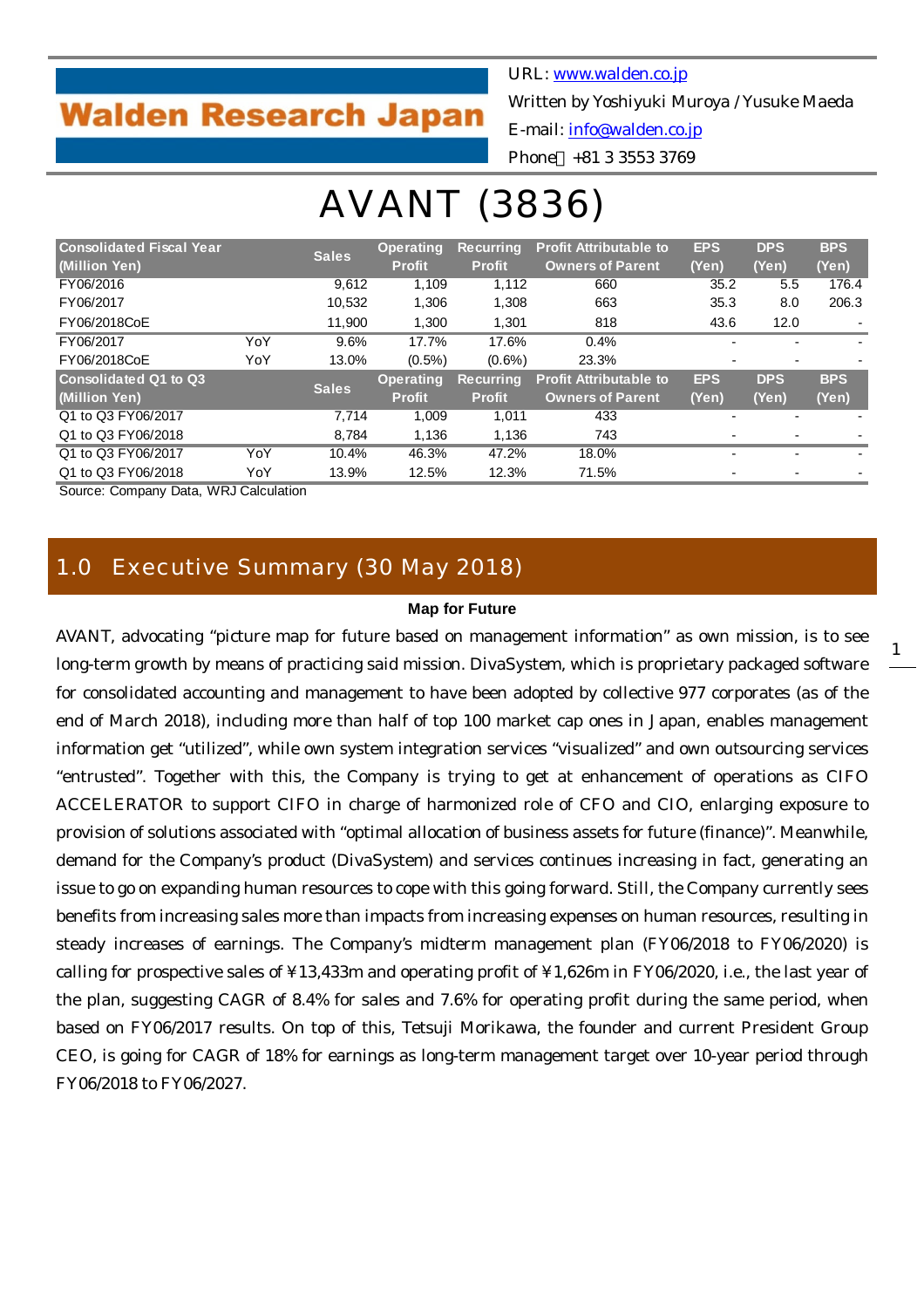Walden Research Japan

URL: www.walden.co.jp
Written by Yoshiyuki Muroya / Yusuke Maeda
E-mail: info@walden.co.jp
Phone：+81 3 3553 3769

# AVANT (3836)

| Consolidated Fiscal Year (Million Yen) | | Sales | Operating Profit | Recurring Profit | Profit Attributable to Owners of Parent | EPS (Yen) | DPS (Yen) | BPS (Yen) |
|---|---|---|---|---|---|---|---|---|
| FY06/2016 | | 9,612 | 1,109 | 1,112 | 660 | 35.2 | 5.5 | 176.4 |
| FY06/2017 | | 10,532 | 1,306 | 1,308 | 663 | 35.3 | 8.0 | 206.3 |
| FY06/2018CoE | | 11,900 | 1,300 | 1,301 | 818 | 43.6 | 12.0 | - |
| FY06/2017 | YoY | 9.6% | 17.7% | 17.6% | 0.4% | - | - | - |
| FY06/2018CoE | YoY | 13.0% | (0.5%) | (0.6%) | 23.3% | - | - | - |
| **Consolidated Q1 to Q3 (Million Yen)** | | **Sales** | **Operating Profit** | **Recurring Profit** | **Profit Attributable to Owners of Parent** | **EPS (Yen)** | **DPS (Yen)** | **BPS (Yen)** |
| Q1 to Q3 FY06/2017 | | 7,714 | 1,009 | 1,011 | 433 | - | - | - |
| Q1 to Q3 FY06/2018 | | 8,784 | 1,136 | 1,136 | 743 | - | - | - |
| Q1 to Q3 FY06/2017 | YoY | 10.4% | 46.3% | 47.2% | 18.0% | - | - | - |
| Q1 to Q3 FY06/2018 | YoY | 13.9% | 12.5% | 12.3% | 71.5% | - | - | - |

Source: Company Data, WRJ Calculation

## 1.0 Executive Summary (30 May 2018)

**Map for Future**

AVANT, advocating "picture map for future based on management information" as own mission, is to see long-term growth by means of practicing said mission. DivaSystem, which is proprietary packaged software for consolidated accounting and management to have been adopted by collective 977 corporates (as of the end of March 2018), including more than half of top 100 market cap ones in Japan, enables management information get "utilized", while own system integration services "visualized" and own outsourcing services "entrusted". Together with this, the Company is trying to get at enhancement of operations as CIFO ACCELERATOR to support CIFO in charge of harmonized role of CFO and CIO, enlarging exposure to provision of solutions associated with "optimal allocation of business assets for future (finance)". Meanwhile, demand for the Company's product (DivaSystem) and services continues increasing in fact, generating an issue to go on expanding human resources to cope with this going forward. Still, the Company currently sees benefits from increasing sales more than impacts from increasing expenses on human resources, resulting in steady increases of earnings. The Company's midterm management plan (FY06/2018 to FY06/2020) is calling for prospective sales of ¥13,433m and operating profit of ¥1,626m in FY06/2020, i.e., the last year of the plan, suggesting CAGR of 8.4% for sales and 7.6% for operating profit during the same period, when based on FY06/2017 results. On top of this, Tetsuji Morikawa, the founder and current President Group CEO, is going for CAGR of 18% for earnings as long-term management target over 10-year period through FY06/2018 to FY06/2027.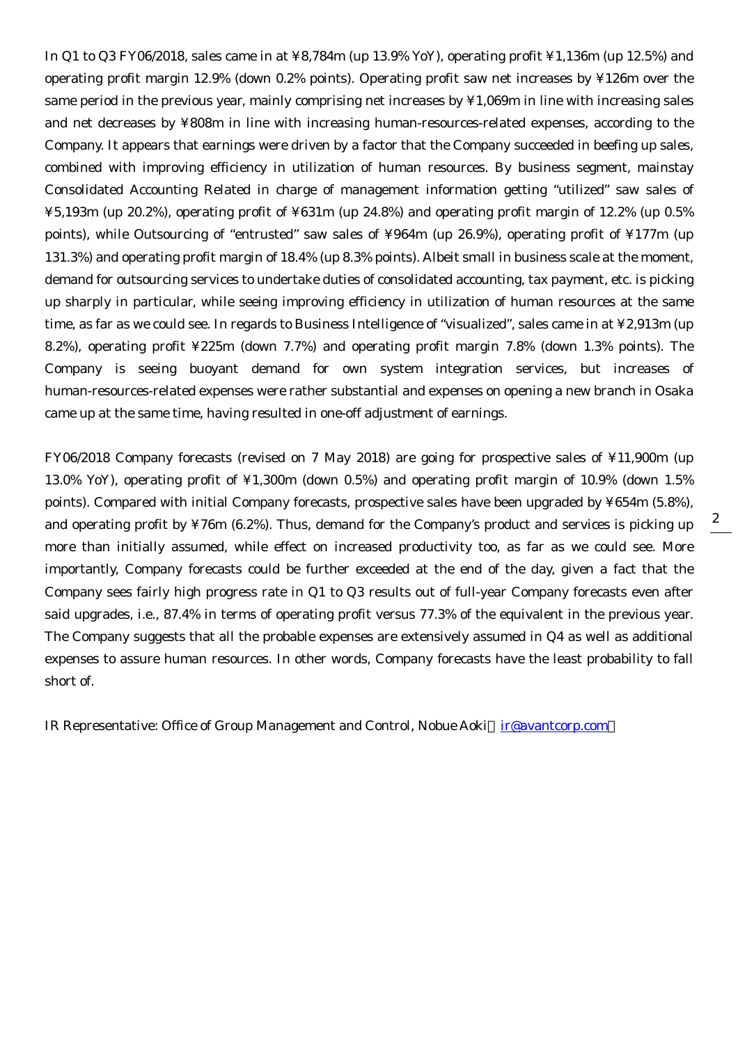In Q1 to Q3 FY06/2018, sales came in at ¥8,784m (up 13.9% YoY), operating profit ¥1,136m (up 12.5%) and operating profit margin 12.9% (down 0.2% points). Operating profit saw net increases by ¥126m over the same period in the previous year, mainly comprising net increases by ¥1,069m in line with increasing sales and net decreases by ¥808m in line with increasing human-resources-related expenses, according to the Company. It appears that earnings were driven by a factor that the Company succeeded in beefing up sales, combined with improving efficiency in utilization of human resources. By business segment, mainstay Consolidated Accounting Related in charge of management information getting "utilized" saw sales of ¥5,193m (up 20.2%), operating profit of ¥631m (up 24.8%) and operating profit margin of 12.2% (up 0.5% points), while Outsourcing of "entrusted" saw sales of ¥964m (up 26.9%), operating profit of ¥177m (up 131.3%) and operating profit margin of 18.4% (up 8.3% points). Albeit small in business scale at the moment, demand for outsourcing services to undertake duties of consolidated accounting, tax payment, etc. is picking up sharply in particular, while seeing improving efficiency in utilization of human resources at the same time, as far as we could see. In regards to Business Intelligence of "visualized", sales came in at ¥2,913m (up 8.2%), operating profit ¥225m (down 7.7%) and operating profit margin 7.8% (down 1.3% points). The Company is seeing buoyant demand for own system integration services, but increases of human-resources-related expenses were rather substantial and expenses on opening a new branch in Osaka came up at the same time, having resulted in one-off adjustment of earnings.

FY06/2018 Company forecasts (revised on 7 May 2018) are going for prospective sales of ¥11,900m (up 13.0% YoY), operating profit of ¥1,300m (down 0.5%) and operating profit margin of 10.9% (down 1.5% points). Compared with initial Company forecasts, prospective sales have been upgraded by ¥654m (5.8%), and operating profit by ¥76m (6.2%). Thus, demand for the Company's product and services is picking up more than initially assumed, while effect on increased productivity too, as far as we could see. More importantly, Company forecasts could be further exceeded at the end of the day, given a fact that the Company sees fairly high progress rate in Q1 to Q3 results out of full-year Company forecasts even after said upgrades, i.e., 87.4% in terms of operating profit versus 77.3% of the equivalent in the previous year. The Company suggests that all the probable expenses are extensively assumed in Q4 as well as additional expenses to assure human resources. In other words, Company forecasts have the least probability to fall short of.

IR Representative: Office of Group Management and Control, Nobue Aoki（ir@avantcorp.com）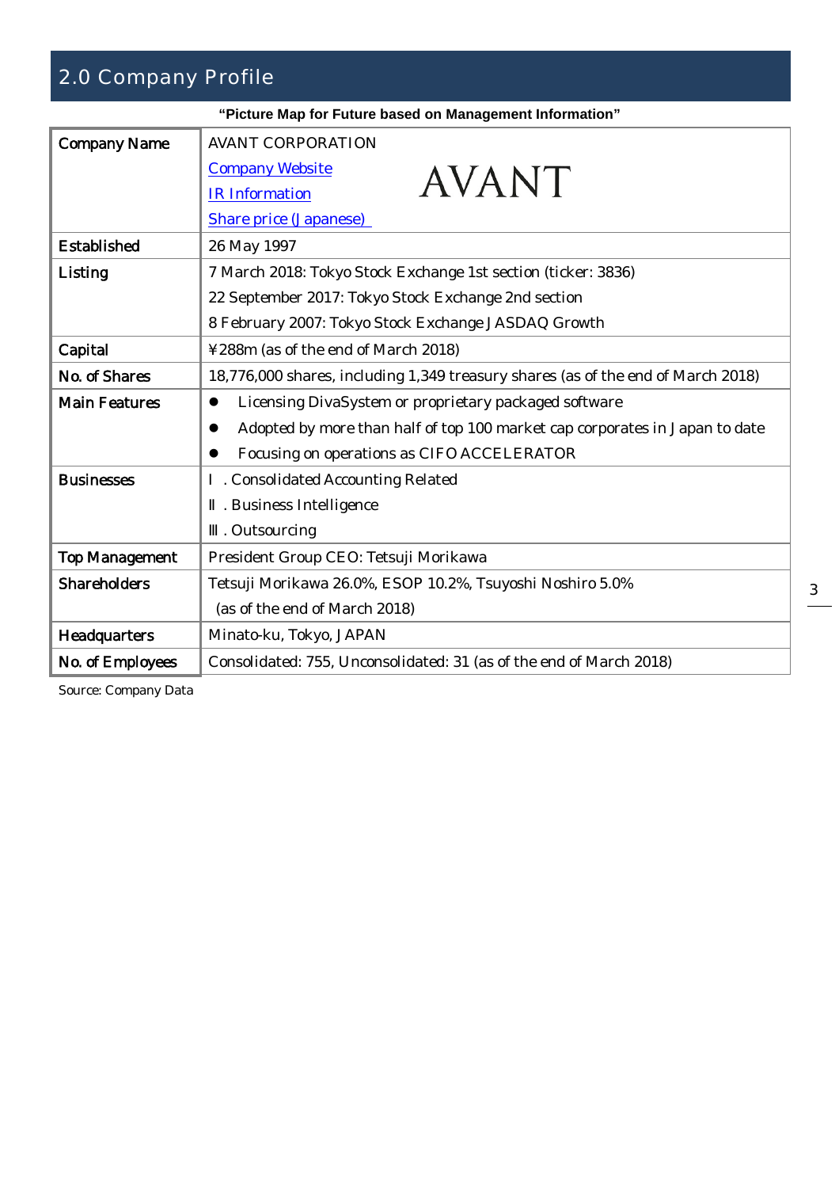## 2.0 Company Profile

**"Picture Map for Future based on Management Information"**

| | |
|---|---|
| Company Name | AVANT CORPORATION<br>Company Website<br>IR Information<br>Share price (Japanese)<br>AVANT |
| Established | 26 May 1997 |
| Listing | 7 March 2018: Tokyo Stock Exchange 1st section (ticker: 3836)<br>22 September 2017: Tokyo Stock Exchange 2nd section<br>8 February 2007: Tokyo Stock Exchange JASDAQ Growth |
| Capital | ¥288m (as of the end of March 2018) |
| No. of Shares | 18,776,000 shares, including 1,349 treasury shares (as of the end of March 2018) |
| Main Features | ● Licensing DivaSystem or proprietary packaged software<br>● Adopted by more than half of top 100 market cap corporates in Japan to date<br>● Focusing on operations as CIFO ACCELERATOR |
| Businesses | Ⅰ. Consolidated Accounting Related<br>Ⅱ. Business Intelligence<br>Ⅲ. Outsourcing |
| Top Management | President Group CEO: Tetsuji Morikawa |
| Shareholders | Tetsuji Morikawa 26.0%, ESOP 10.2%, Tsuyoshi Noshiro 5.0%<br>(as of the end of March 2018) |
| Headquarters | Minato-ku, Tokyo, JAPAN |
| No. of Employees | Consolidated: 755, Unconsolidated: 31 (as of the end of March 2018) |

Source: Company Data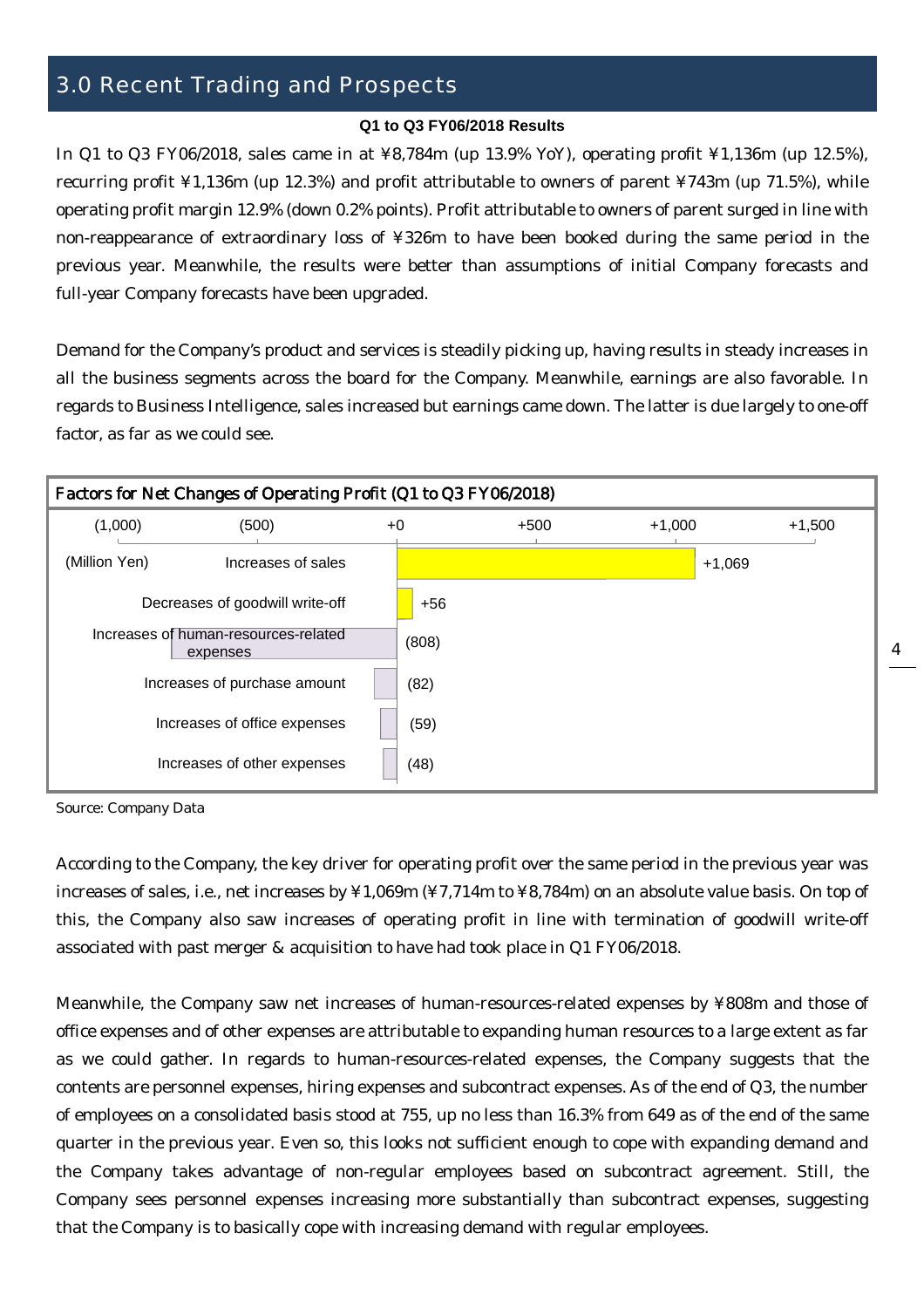## 3.0 Recent Trading and Prospects

**Q1 to Q3 FY06/2018 Results**

In Q1 to Q3 FY06/2018, sales came in at ¥8,784m (up 13.9% YoY), operating profit ¥1,136m (up 12.5%), recurring profit ¥1,136m (up 12.3%) and profit attributable to owners of parent ¥743m (up 71.5%), while operating profit margin 12.9% (down 0.2% points). Profit attributable to owners of parent surged in line with non-reappearance of extraordinary loss of ¥326m to have been booked during the same period in the previous year. Meanwhile, the results were better than assumptions of initial Company forecasts and full-year Company forecasts have been upgraded.

Demand for the Company's product and services is steadily picking up, having results in steady increases in all the business segments across the board for the Company. Meanwhile, earnings are also favorable. In regards to Business Intelligence, sales increased but earnings came down. The latter is due largely to one-off factor, as far as we could see.

**Factors for Net Changes of Operating Profit (Q1 to Q3 FY06/2018)**

| (Million Yen) | |
|---|---|
| Increases of sales | +1,069 |
| Decreases of goodwill write-off | +56 |
| Increases of human-resources-related expenses | (808) |
| Increases of purchase amount | (82) |
| Increases of office expenses | (59) |
| Increases of other expenses | (48) |

Source: Company Data

According to the Company, the key driver for operating profit over the same period in the previous year was increases of sales, i.e., net increases by ¥1,069m (¥7,714m to ¥8,784m) on an absolute value basis. On top of this, the Company also saw increases of operating profit in line with termination of goodwill write-off associated with past merger & acquisition to have had took place in Q1 FY06/2018.

Meanwhile, the Company saw net increases of human-resources-related expenses by ¥808m and those of office expenses and of other expenses are attributable to expanding human resources to a large extent as far as we could gather. In regards to human-resources-related expenses, the Company suggests that the contents are personnel expenses, hiring expenses and subcontract expenses. As of the end of Q3, the number of employees on a consolidated basis stood at 755, up no less than 16.3% from 649 as of the end of the same quarter in the previous year. Even so, this looks not sufficient enough to cope with expanding demand and the Company takes advantage of non-regular employees based on subcontract agreement. Still, the Company sees personnel expenses increasing more substantially than subcontract expenses, suggesting that the Company is to basically cope with increasing demand with regular employees.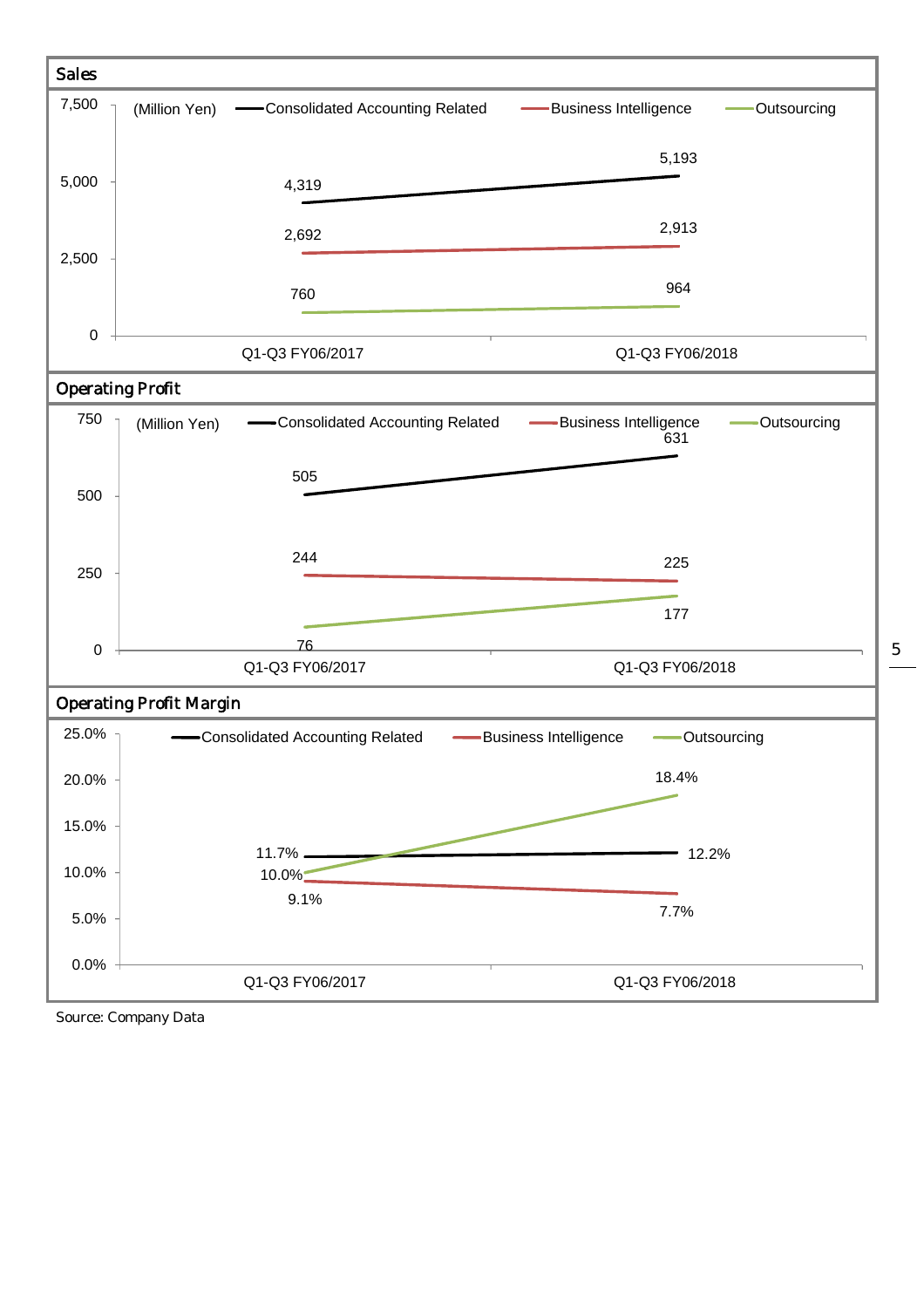## Sales

(Million Yen)

| | Q1-Q3 FY06/2017 | Q1-Q3 FY06/2018 |
|---|---|---|
| Consolidated Accounting Related | 4,319 | 5,193 |
| Business Intelligence | 2,692 | 2,913 |
| Outsourcing | 760 | 964 |

## Operating Profit

(Million Yen)

| | Q1-Q3 FY06/2017 | Q1-Q3 FY06/2018 |
|---|---|---|
| Consolidated Accounting Related | 505 | 631 |
| Business Intelligence | 244 | 225 |
| Outsourcing | 76 | 177 |

## Operating Profit Margin

| | Q1-Q3 FY06/2017 | Q1-Q3 FY06/2018 |
|---|---|---|
| Consolidated Accounting Related | 11.7% | 12.2% |
| Business Intelligence | 9.1% | 7.7% |
| Outsourcing | 10.0% | 18.4% |

Source: Company Data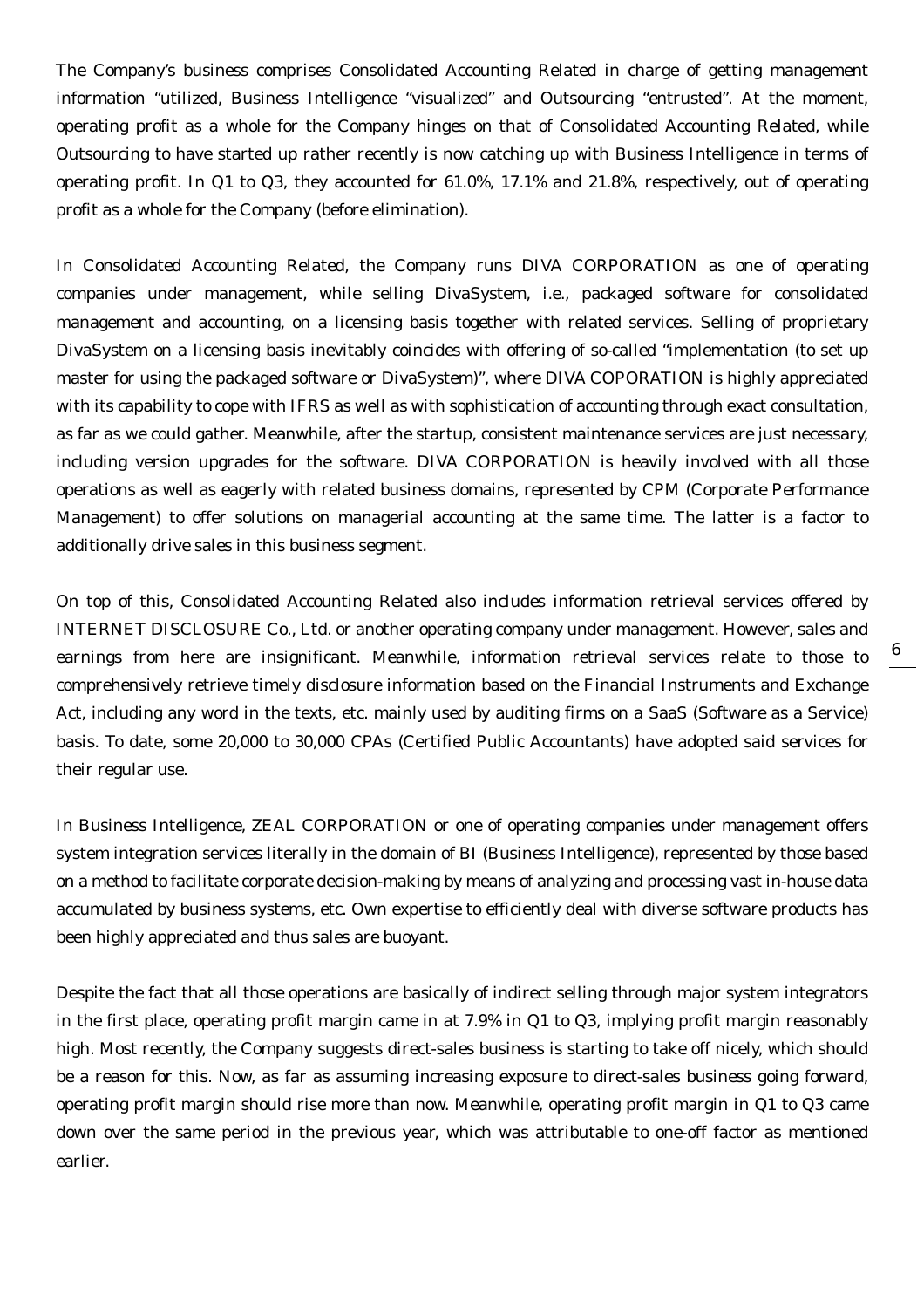The Company's business comprises Consolidated Accounting Related in charge of getting management information "utilized, Business Intelligence "visualized" and Outsourcing "entrusted". At the moment, operating profit as a whole for the Company hinges on that of Consolidated Accounting Related, while Outsourcing to have started up rather recently is now catching up with Business Intelligence in terms of operating profit. In Q1 to Q3, they accounted for 61.0%, 17.1% and 21.8%, respectively, out of operating profit as a whole for the Company (before elimination).

In Consolidated Accounting Related, the Company runs DIVA CORPORATION as one of operating companies under management, while selling DivaSystem, i.e., packaged software for consolidated management and accounting, on a licensing basis together with related services. Selling of proprietary DivaSystem on a licensing basis inevitably coincides with offering of so-called "implementation (to set up master for using the packaged software or DivaSystem)", where DIVA COPORATION is highly appreciated with its capability to cope with IFRS as well as with sophistication of accounting through exact consultation, as far as we could gather. Meanwhile, after the startup, consistent maintenance services are just necessary, including version upgrades for the software. DIVA CORPORATION is heavily involved with all those operations as well as eagerly with related business domains, represented by CPM (Corporate Performance Management) to offer solutions on managerial accounting at the same time. The latter is a factor to additionally drive sales in this business segment.

On top of this, Consolidated Accounting Related also includes information retrieval services offered by INTERNET DISCLOSURE Co., Ltd. or another operating company under management. However, sales and earnings from here are insignificant. Meanwhile, information retrieval services relate to those to comprehensively retrieve timely disclosure information based on the Financial Instruments and Exchange Act, including any word in the texts, etc. mainly used by auditing firms on a SaaS (Software as a Service) basis. To date, some 20,000 to 30,000 CPAs (Certified Public Accountants) have adopted said services for their regular use.

In Business Intelligence, ZEAL CORPORATION or one of operating companies under management offers system integration services literally in the domain of BI (Business Intelligence), represented by those based on a method to facilitate corporate decision-making by means of analyzing and processing vast in-house data accumulated by business systems, etc. Own expertise to efficiently deal with diverse software products has been highly appreciated and thus sales are buoyant.

Despite the fact that all those operations are basically of indirect selling through major system integrators in the first place, operating profit margin came in at 7.9% in Q1 to Q3, implying profit margin reasonably high. Most recently, the Company suggests direct-sales business is starting to take off nicely, which should be a reason for this. Now, as far as assuming increasing exposure to direct-sales business going forward, operating profit margin should rise more than now. Meanwhile, operating profit margin in Q1 to Q3 came down over the same period in the previous year, which was attributable to one-off factor as mentioned earlier.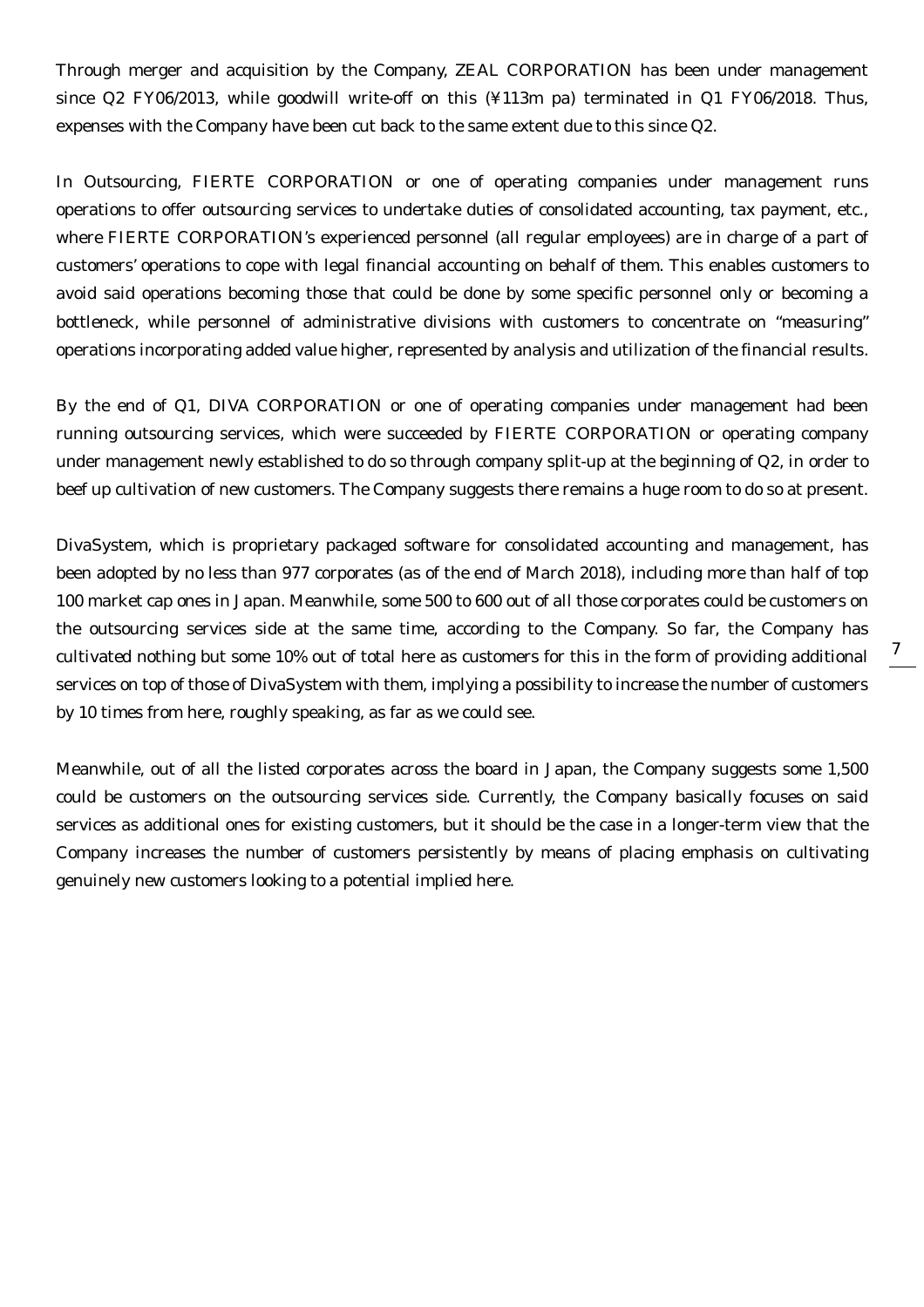Through merger and acquisition by the Company, ZEAL CORPORATION has been under management since Q2 FY06/2013, while goodwill write-off on this (¥113m pa) terminated in Q1 FY06/2018. Thus, expenses with the Company have been cut back to the same extent due to this since Q2.

In Outsourcing, FIERTE CORPORATION or one of operating companies under management runs operations to offer outsourcing services to undertake duties of consolidated accounting, tax payment, etc., where FIERTE CORPORATION's experienced personnel (all regular employees) are in charge of a part of customers' operations to cope with legal financial accounting on behalf of them. This enables customers to avoid said operations becoming those that could be done by some specific personnel only or becoming a bottleneck, while personnel of administrative divisions with customers to concentrate on "measuring" operations incorporating added value higher, represented by analysis and utilization of the financial results.

By the end of Q1, DIVA CORPORATION or one of operating companies under management had been running outsourcing services, which were succeeded by FIERTE CORPORATION or operating company under management newly established to do so through company split-up at the beginning of Q2, in order to beef up cultivation of new customers. The Company suggests there remains a huge room to do so at present.

DivaSystem, which is proprietary packaged software for consolidated accounting and management, has been adopted by no less than 977 corporates (as of the end of March 2018), including more than half of top 100 market cap ones in Japan. Meanwhile, some 500 to 600 out of all those corporates could be customers on the outsourcing services side at the same time, according to the Company. So far, the Company has cultivated nothing but some 10% out of total here as customers for this in the form of providing additional services on top of those of DivaSystem with them, implying a possibility to increase the number of customers by 10 times from here, roughly speaking, as far as we could see.

Meanwhile, out of all the listed corporates across the board in Japan, the Company suggests some 1,500 could be customers on the outsourcing services side. Currently, the Company basically focuses on said services as additional ones for existing customers, but it should be the case in a longer-term view that the Company increases the number of customers persistently by means of placing emphasis on cultivating genuinely new customers looking to a potential implied here.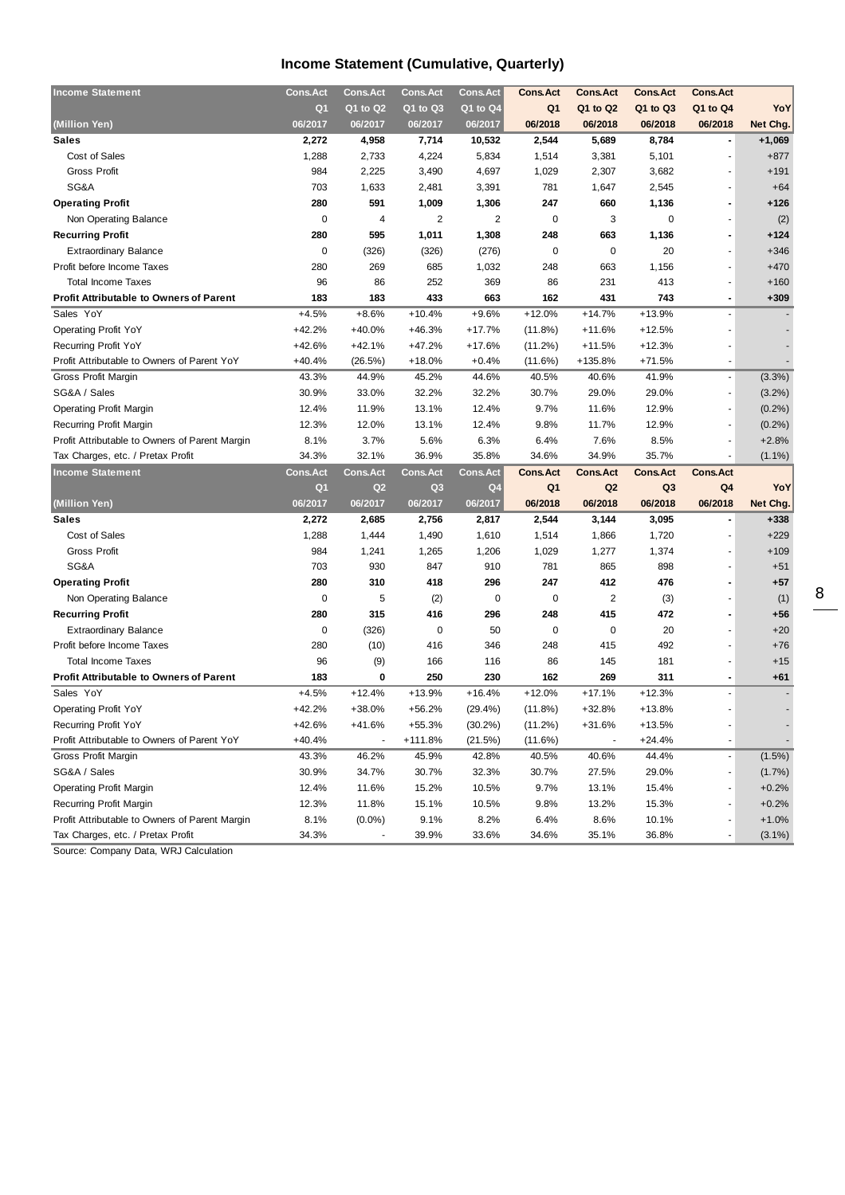# Income Statement (Cumulative, Quarterly)

| Income Statement | Cons.Act | Cons.Act | Cons.Act | Cons.Act | Cons.Act | Cons.Act | Cons.Act | Cons.Act | |
|---|---|---|---|---|---|---|---|---|---|
| | Q1 | Q1 to Q2 | Q1 to Q3 | Q1 to Q4 | Q1 | Q1 to Q2 | Q1 to Q3 | Q1 to Q4 | YoY |
| (Million Yen) | 06/2017 | 06/2017 | 06/2017 | 06/2017 | 06/2018 | 06/2018 | 06/2018 | 06/2018 | Net Chg. |
| **Sales** | **2,272** | **4,958** | **7,714** | **10,532** | **2,544** | **5,689** | **8,784** | **-** | **+1,069** |
| Cost of Sales | 1,288 | 2,733 | 4,224 | 5,834 | 1,514 | 3,381 | 5,101 | - | +877 |
| Gross Profit | 984 | 2,225 | 3,490 | 4,697 | 1,029 | 2,307 | 3,682 | - | +191 |
| SG&A | 703 | 1,633 | 2,481 | 3,391 | 781 | 1,647 | 2,545 | - | +64 |
| **Operating Profit** | **280** | **591** | **1,009** | **1,306** | **247** | **660** | **1,136** | **-** | **+126** |
| Non Operating Balance | 0 | 4 | 2 | 2 | 0 | 3 | 0 | - | (2) |
| **Recurring Profit** | **280** | **595** | **1,011** | **1,308** | **248** | **663** | **1,136** | **-** | **+124** |
| Extraordinary Balance | 0 | (326) | (326) | (276) | 0 | 0 | 20 | - | +346 |
| Profit before Income Taxes | 280 | 269 | 685 | 1,032 | 248 | 663 | 1,156 | - | +470 |
| Total Income Taxes | 96 | 86 | 252 | 369 | 86 | 231 | 413 | - | +160 |
| **Profit Attributable to Owners of Parent** | **183** | **183** | **433** | **663** | **162** | **431** | **743** | **-** | **+309** |
| Sales YoY | +4.5% | +8.6% | +10.4% | +9.6% | +12.0% | +14.7% | +13.9% | - | - |
| Operating Profit YoY | +42.2% | +40.0% | +46.3% | +17.7% | (11.8%) | +11.6% | +12.5% | - | - |
| Recurring Profit YoY | +42.6% | +42.1% | +47.2% | +17.6% | (11.2%) | +11.5% | +12.3% | - | - |
| Profit Attributable to Owners of Parent YoY | +40.4% | (26.5%) | +18.0% | +0.4% | (11.6%) | +135.8% | +71.5% | - | - |
| Gross Profit Margin | 43.3% | 44.9% | 45.2% | 44.6% | 40.5% | 40.6% | 41.9% | - | (3.3%) |
| SG&A / Sales | 30.9% | 33.0% | 32.2% | 32.2% | 30.7% | 29.0% | 29.0% | - | (3.2%) |
| Operating Profit Margin | 12.4% | 11.9% | 13.1% | 12.4% | 9.7% | 11.6% | 12.9% | - | (0.2%) |
| Recurring Profit Margin | 12.3% | 12.0% | 13.1% | 12.4% | 9.8% | 11.7% | 12.9% | - | (0.2%) |
| Profit Attributable to Owners of Parent Margin | 8.1% | 3.7% | 5.6% | 6.3% | 6.4% | 7.6% | 8.5% | - | +2.8% |
| Tax Charges, etc. / Pretax Profit | 34.3% | 32.1% | 36.9% | 35.8% | 34.6% | 34.9% | 35.7% | - | (1.1%) |

| Income Statement | Cons.Act | Cons.Act | Cons.Act | Cons.Act | Cons.Act | Cons.Act | Cons.Act | Cons.Act | |
|---|---|---|---|---|---|---|---|---|---|
| | Q1 | Q2 | Q3 | Q4 | Q1 | Q2 | Q3 | Q4 | YoY |
| (Million Yen) | 06/2017 | 06/2017 | 06/2017 | 06/2017 | 06/2018 | 06/2018 | 06/2018 | 06/2018 | Net Chg. |
| **Sales** | **2,272** | **2,685** | **2,756** | **2,817** | **2,544** | **3,144** | **3,095** | **-** | **+338** |
| Cost of Sales | 1,288 | 1,444 | 1,490 | 1,610 | 1,514 | 1,866 | 1,720 | - | +229 |
| Gross Profit | 984 | 1,241 | 1,265 | 1,206 | 1,029 | 1,277 | 1,374 | - | +109 |
| SG&A | 703 | 930 | 847 | 910 | 781 | 865 | 898 | - | +51 |
| **Operating Profit** | **280** | **310** | **418** | **296** | **247** | **412** | **476** | **-** | **+57** |
| Non Operating Balance | 0 | 5 | (2) | 0 | 0 | 2 | (3) | - | (1) |
| **Recurring Profit** | **280** | **315** | **416** | **296** | **248** | **415** | **472** | **-** | **+56** |
| Extraordinary Balance | 0 | (326) | 0 | 50 | 0 | 0 | 20 | - | +20 |
| Profit before Income Taxes | 280 | (10) | 416 | 346 | 248 | 415 | 492 | - | +76 |
| Total Income Taxes | 96 | (9) | 166 | 116 | 86 | 145 | 181 | - | +15 |
| **Profit Attributable to Owners of Parent** | **183** | **0** | **250** | **230** | **162** | **269** | **311** | **-** | **+61** |
| Sales YoY | +4.5% | +12.4% | +13.9% | +16.4% | +12.0% | +17.1% | +12.3% | - | - |
| Operating Profit YoY | +42.2% | +38.0% | +56.2% | (29.4%) | (11.8%) | +32.8% | +13.8% | - | - |
| Recurring Profit YoY | +42.6% | +41.6% | +55.3% | (30.2%) | (11.2%) | +31.6% | +13.5% | - | - |
| Profit Attributable to Owners of Parent YoY | +40.4% | - | +111.8% | (21.5%) | (11.6%) | - | +24.4% | - | - |
| Gross Profit Margin | 43.3% | 46.2% | 45.9% | 42.8% | 40.5% | 40.6% | 44.4% | - | (1.5%) |
| SG&A / Sales | 30.9% | 34.7% | 30.7% | 32.3% | 30.7% | 27.5% | 29.0% | - | (1.7%) |
| Operating Profit Margin | 12.4% | 11.6% | 15.2% | 10.5% | 9.7% | 13.1% | 15.4% | - | +0.2% |
| Recurring Profit Margin | 12.3% | 11.8% | 15.1% | 10.5% | 9.8% | 13.2% | 15.3% | - | +0.2% |
| Profit Attributable to Owners of Parent Margin | 8.1% | (0.0%) | 9.1% | 8.2% | 6.4% | 8.6% | 10.1% | - | +1.0% |
| Tax Charges, etc. / Pretax Profit | 34.3% | - | 39.9% | 33.6% | 34.6% | 35.1% | 36.8% | - | (3.1%) |

Source: Company Data, WRJ Calculation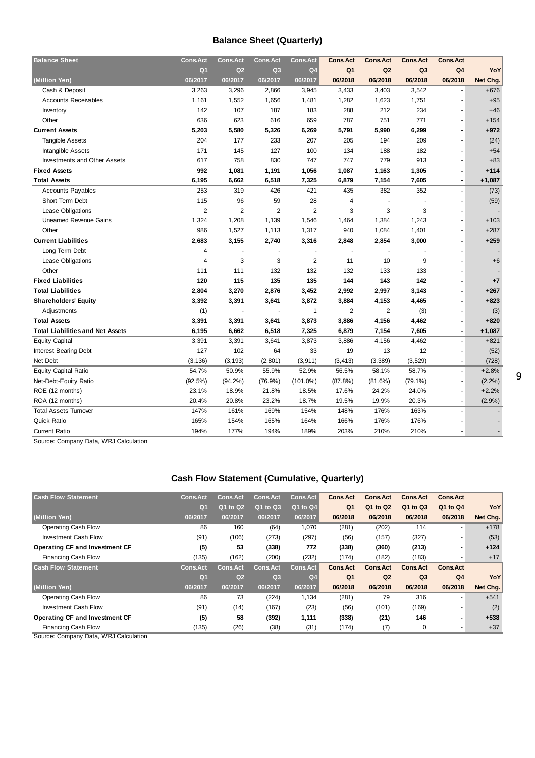## Balance Sheet (Quarterly)

| Balance Sheet | Cons.Act | Cons.Act | Cons.Act | Cons.Act | Cons.Act | Cons.Act | Cons.Act | Cons.Act | |
|---|---|---|---|---|---|---|---|---|---|
| | Q1 | Q2 | Q3 | Q4 | Q1 | Q2 | Q3 | Q4 | YoY |
| (Million Yen) | 06/2017 | 06/2017 | 06/2017 | 06/2017 | 06/2018 | 06/2018 | 06/2018 | 06/2018 | Net Chg. |
| Cash & Deposit | 3,263 | 3,296 | 2,866 | 3,945 | 3,433 | 3,403 | 3,542 | - | +676 |
| Accounts Receivables | 1,161 | 1,552 | 1,656 | 1,481 | 1,282 | 1,623 | 1,751 | - | +95 |
| Inventory | 142 | 107 | 187 | 183 | 288 | 212 | 234 | - | +46 |
| Other | 636 | 623 | 616 | 659 | 787 | 751 | 771 | - | +154 |
| **Current Assets** | **5,203** | **5,580** | **5,326** | **6,269** | **5,791** | **5,990** | **6,299** | **-** | **+972** |
| Tangible Assets | 204 | 177 | 233 | 207 | 205 | 194 | 209 | - | (24) |
| Intangible Assets | 171 | 145 | 127 | 100 | 134 | 188 | 182 | - | +54 |
| Investments and Other Assets | 617 | 758 | 830 | 747 | 747 | 779 | 913 | - | +83 |
| **Fixed Assets** | **992** | **1,081** | **1,191** | **1,056** | **1,087** | **1,163** | **1,305** | **-** | **+114** |
| **Total Assets** | **6,195** | **6,662** | **6,518** | **7,325** | **6,879** | **7,154** | **7,605** | **-** | **+1,087** |
| Accounts Payables | 253 | 319 | 426 | 421 | 435 | 382 | 352 | - | (73) |
| Short Term Debt | 115 | 96 | 59 | 28 | 4 | - | - | - | (59) |
| Lease Obligations | 2 | 2 | 2 | 2 | 3 | 3 | 3 | - | - |
| Unearned Revenue Gains | 1,324 | 1,208 | 1,139 | 1,546 | 1,464 | 1,384 | 1,243 | - | +103 |
| Other | 986 | 1,527 | 1,113 | 1,317 | 940 | 1,084 | 1,401 | - | +287 |
| **Current Liabilities** | **2,683** | **3,155** | **2,740** | **3,316** | **2,848** | **2,854** | **3,000** | **-** | **+259** |
| Long Term Debt | 4 | - | - | - | - | - | - | - | - |
| Lease Obligations | 4 | 3 | 3 | 2 | 11 | 10 | 9 | - | +6 |
| Other | 111 | 111 | 132 | 132 | 132 | 133 | 133 | - | - |
| **Fixed Liabilities** | **120** | **115** | **135** | **135** | **144** | **143** | **142** | **-** | **+7** |
| **Total Liabilities** | **2,804** | **3,270** | **2,876** | **3,452** | **2,992** | **2,997** | **3,143** | **-** | **+267** |
| **Shareholders' Equity** | **3,392** | **3,391** | **3,641** | **3,872** | **3,884** | **4,153** | **4,465** | **-** | **+823** |
| Adjustments | (1) | - | - | 1 | 2 | 2 | (3) | - | (3) |
| **Total Assets** | **3,391** | **3,391** | **3,641** | **3,873** | **3,886** | **4,156** | **4,462** | **-** | **+820** |
| **Total Liabilities and Net Assets** | **6,195** | **6,662** | **6,518** | **7,325** | **6,879** | **7,154** | **7,605** | **-** | **+1,087** |
| Equity Capital | 3,391 | 3,391 | 3,641 | 3,873 | 3,886 | 4,156 | 4,462 | - | +821 |
| Interest Bearing Debt | 127 | 102 | 64 | 33 | 19 | 13 | 12 | - | (52) |
| Net Debt | (3,136) | (3,193) | (2,801) | (3,911) | (3,413) | (3,389) | (3,529) | - | (728) |
| Equity Capital Ratio | 54.7% | 50.9% | 55.9% | 52.9% | 56.5% | 58.1% | 58.7% | - | +2.8% |
| Net-Debt-Equity Ratio | (92.5%) | (94.2%) | (76.9%) | (101.0%) | (87.8%) | (81.6%) | (79.1%) | - | (2.2%) |
| ROE (12 months) | 23.1% | 18.9% | 21.8% | 18.5% | 17.6% | 24.2% | 24.0% | - | +2.2% |
| ROA (12 months) | 20.4% | 20.8% | 23.2% | 18.7% | 19.5% | 19.9% | 20.3% | - | (2.9%) |
| Total Assets Turnover | 147% | 161% | 169% | 154% | 148% | 176% | 163% | - | - |
| Quick Ratio | 165% | 154% | 165% | 164% | 166% | 176% | 176% | - | - |
| Current Ratio | 194% | 177% | 194% | 189% | 203% | 210% | 210% | - | - |

Source: Company Data, WRJ Calculation

## Cash Flow Statement (Cumulative, Quarterly)

| Cash Flow Statement | Cons.Act | Cons.Act | Cons.Act | Cons.Act | Cons.Act | Cons.Act | Cons.Act | Cons.Act | |
|---|---|---|---|---|---|---|---|---|---|
| | Q1 | Q1 to Q2 | Q1 to Q3 | Q1 to Q4 | Q1 | Q1 to Q2 | Q1 to Q3 | Q1 to Q4 | YoY |
| (Million Yen) | 06/2017 | 06/2017 | 06/2017 | 06/2017 | 06/2018 | 06/2018 | 06/2018 | 06/2018 | Net Chg. |
| Operating Cash Flow | 86 | 160 | (64) | 1,070 | (281) | (202) | 114 | - | +178 |
| Investment Cash Flow | (91) | (106) | (273) | (297) | (56) | (157) | (327) | - | (53) |
| **Operating CF and Investment CF** | **(5)** | **53** | **(338)** | **772** | **(338)** | **(360)** | **(213)** | **-** | **+124** |
| Financing Cash Flow | (135) | (162) | (200) | (232) | (174) | (182) | (183) | - | +17 |

| Cash Flow Statement | Cons.Act | Cons.Act | Cons.Act | Cons.Act | Cons.Act | Cons.Act | Cons.Act | Cons.Act | |
|---|---|---|---|---|---|---|---|---|---|
| | Q1 | Q2 | Q3 | Q4 | Q1 | Q2 | Q3 | Q4 | YoY |
| (Million Yen) | 06/2017 | 06/2017 | 06/2017 | 06/2017 | 06/2018 | 06/2018 | 06/2018 | 06/2018 | Net Chg. |
| Operating Cash Flow | 86 | 73 | (224) | 1,134 | (281) | 79 | 316 | - | +541 |
| Investment Cash Flow | (91) | (14) | (167) | (23) | (56) | (101) | (169) | - | (2) |
| **Operating CF and Investment CF** | **(5)** | **58** | **(392)** | **1,111** | **(338)** | **(21)** | **146** | **-** | **+538** |
| Financing Cash Flow | (135) | (26) | (38) | (31) | (174) | (7) | 0 | - | +37 |

Source: Company Data, WRJ Calculation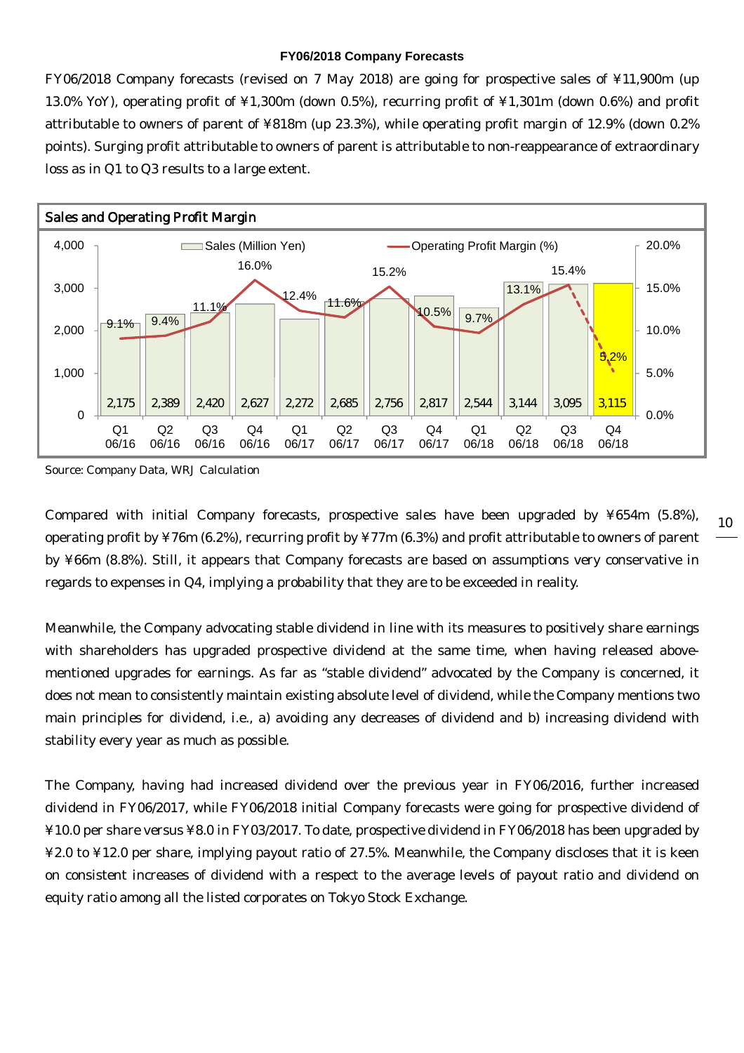**FY06/2018 Company Forecasts**

FY06/2018 Company forecasts (revised on 7 May 2018) are going for prospective sales of ¥11,900m (up 13.0% YoY), operating profit of ¥1,300m (down 0.5%), recurring profit of ¥1,301m (down 0.6%) and profit attributable to owners of parent of ¥818m (up 23.3%), while operating profit margin of 12.9% (down 0.2% points). Surging profit attributable to owners of parent is attributable to non-reappearance of extraordinary loss as in Q1 to Q3 results to a large extent.

**Sales and Operating Profit Margin**

| | Q1 06/16 | Q2 06/16 | Q3 06/16 | Q4 06/16 | Q1 06/17 | Q2 06/17 | Q3 06/17 | Q4 06/17 | Q1 06/18 | Q2 06/18 | Q3 06/18 | Q4 06/18 |
|---|---|---|---|---|---|---|---|---|---|---|---|---|
| Sales (Million Yen) | 2,175 | 2,389 | 2,420 | 2,627 | 2,272 | 2,685 | 2,756 | 2,817 | 2,544 | 3,144 | 3,095 | 3,115 |
| Operating Profit Margin (%) | 9.1% | 9.4% | 11.1% | 16.0% | 12.4% | 11.6% | 15.2% | 10.5% | 9.7% | 13.1% | 15.4% | 5.2% |

Source: Company Data, WRJ Calculation

Compared with initial Company forecasts, prospective sales have been upgraded by ¥654m (5.8%), operating profit by ¥76m (6.2%), recurring profit by ¥77m (6.3%) and profit attributable to owners of parent by ¥66m (8.8%). Still, it appears that Company forecasts are based on assumptions very conservative in regards to expenses in Q4, implying a probability that they are to be exceeded in reality.

Meanwhile, the Company advocating stable dividend in line with its measures to positively share earnings with shareholders has upgraded prospective dividend at the same time, when having released above-mentioned upgrades for earnings. As far as "stable dividend" advocated by the Company is concerned, it does not mean to consistently maintain existing absolute level of dividend, while the Company mentions two main principles for dividend, i.e., a) avoiding any decreases of dividend and b) increasing dividend with stability every year as much as possible.

The Company, having had increased dividend over the previous year in FY06/2016, further increased dividend in FY06/2017, while FY06/2018 initial Company forecasts were going for prospective dividend of ¥10.0 per share versus ¥8.0 in FY03/2017. To date, prospective dividend in FY06/2018 has been upgraded by ¥2.0 to ¥12.0 per share, implying payout ratio of 27.5%. Meanwhile, the Company discloses that it is keen on consistent increases of dividend with a respect to the average levels of payout ratio and dividend on equity ratio among all the listed corporates on Tokyo Stock Exchange.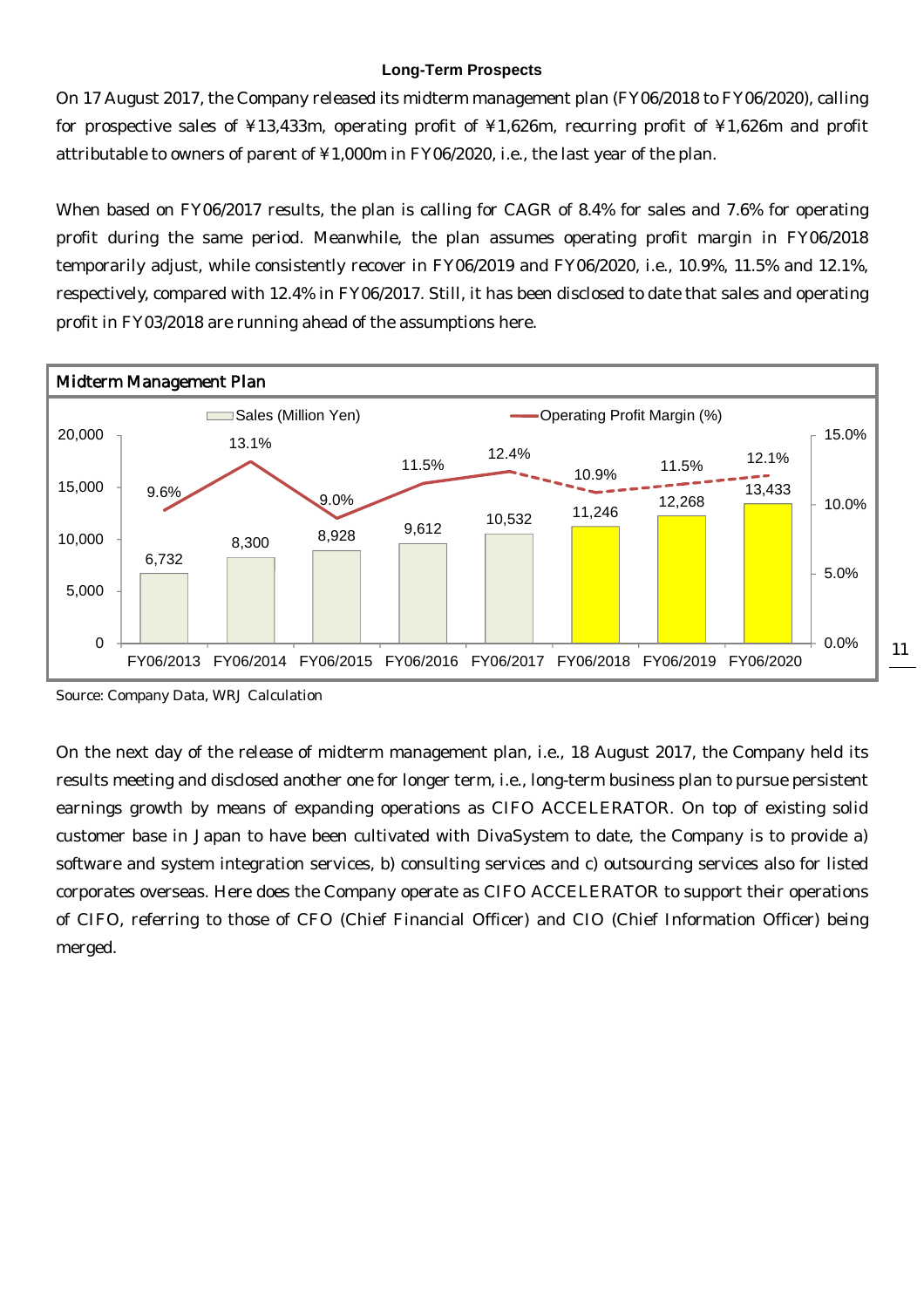### Long-Term Prospects

On 17 August 2017, the Company released its midterm management plan (FY06/2018 to FY06/2020), calling for prospective sales of ¥13,433m, operating profit of ¥1,626m, recurring profit of ¥1,626m and profit attributable to owners of parent of ¥1,000m in FY06/2020, i.e., the last year of the plan.

When based on FY06/2017 results, the plan is calling for CAGR of 8.4% for sales and 7.6% for operating profit during the same period. Meanwhile, the plan assumes operating profit margin in FY06/2018 temporarily adjust, while consistently recover in FY06/2019 and FY06/2020, i.e., 10.9%, 11.5% and 12.1%, respectively, compared with 12.4% in FY06/2017. Still, it has been disclosed to date that sales and operating profit in FY03/2018 are running ahead of the assumptions here.

**Midterm Management Plan**

| | FY06/2013 | FY06/2014 | FY06/2015 | FY06/2016 | FY06/2017 | FY06/2018 | FY06/2019 | FY06/2020 |
|---|---|---|---|---|---|---|---|---|
| Sales (Million Yen) | 6,732 | 8,300 | 8,928 | 9,612 | 10,532 | 11,246 | 12,268 | 13,433 |
| Operating Profit Margin (%) | 9.6% | 13.1% | 9.0% | 11.5% | 12.4% | 10.9% | 11.5% | 12.1% |

Source: Company Data, WRJ Calculation

On the next day of the release of midterm management plan, i.e., 18 August 2017, the Company held its results meeting and disclosed another one for longer term, i.e., long-term business plan to pursue persistent earnings growth by means of expanding operations as CIFO ACCELERATOR. On top of existing solid customer base in Japan to have been cultivated with DivaSystem to date, the Company is to provide a) software and system integration services, b) consulting services and c) outsourcing services also for listed corporates overseas. Here does the Company operate as CIFO ACCELERATOR to support their operations of CIFO, referring to those of CFO (Chief Financial Officer) and CIO (Chief Information Officer) being merged.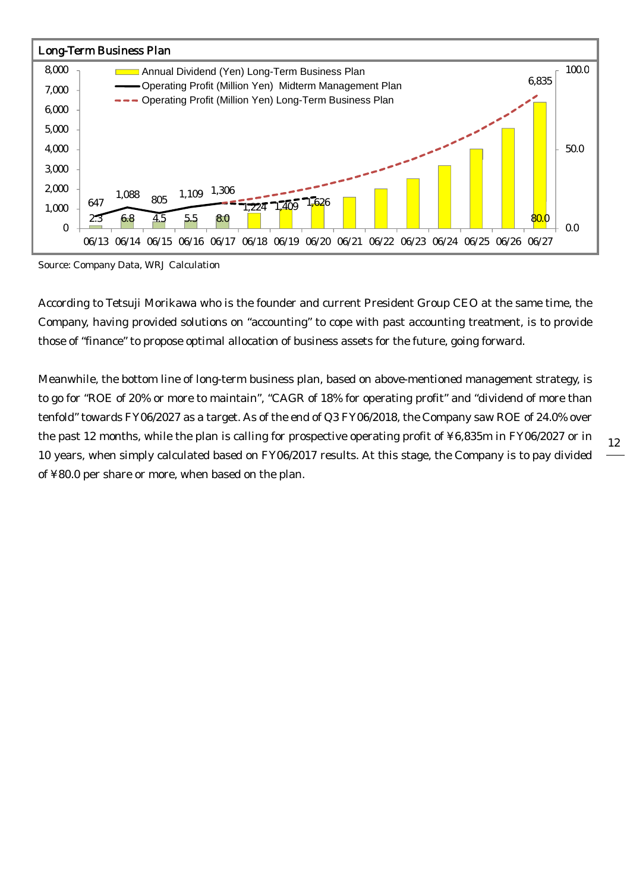**Long-Term Business Plan**

| | 06/13 | 06/14 | 06/15 | 06/16 | 06/17 | 06/18 | 06/19 | 06/20 | 06/21 | 06/22 | 06/23 | 06/24 | 06/25 | 06/26 | 06/27 |
|---|---|---|---|---|---|---|---|---|---|---|---|---|---|---|---|
| Operating Profit (Million Yen) | 647 | 1,088 | 805 | 1,109 | 1,306 | | | | | | | | | | |
| Operating Profit (Million Yen) Midterm Management Plan | | | | | | 1,224 | 1,409 | 1,626 | | | | | | | |
| Operating Profit (Million Yen) Long-Term Business Plan | | | | | | | | | | | | | | | 6,835 |
| Annual Dividend (Yen) | 2.3 | 6.8 | 4.5 | 5.5 | 8.0 | | | | | | | | | | 80.0 |

Source: Company Data, WRJ Calculation

According to Tetsuji Morikawa who is the founder and current President Group CEO at the same time, the Company, having provided solutions on "accounting" to cope with past accounting treatment, is to provide those of "finance" to propose optimal allocation of business assets for the future, going forward.

Meanwhile, the bottom line of long-term business plan, based on above-mentioned management strategy, is to go for "ROE of 20% or more to maintain", "CAGR of 18% for operating profit" and "dividend of more than tenfold" towards FY06/2027 as a target. As of the end of Q3 FY06/2018, the Company saw ROE of 24.0% over the past 12 months, while the plan is calling for prospective operating profit of ¥6,835m in FY06/2027 or in 10 years, when simply calculated based on FY06/2017 results. At this stage, the Company is to pay divided of ¥80.0 per share or more, when based on the plan.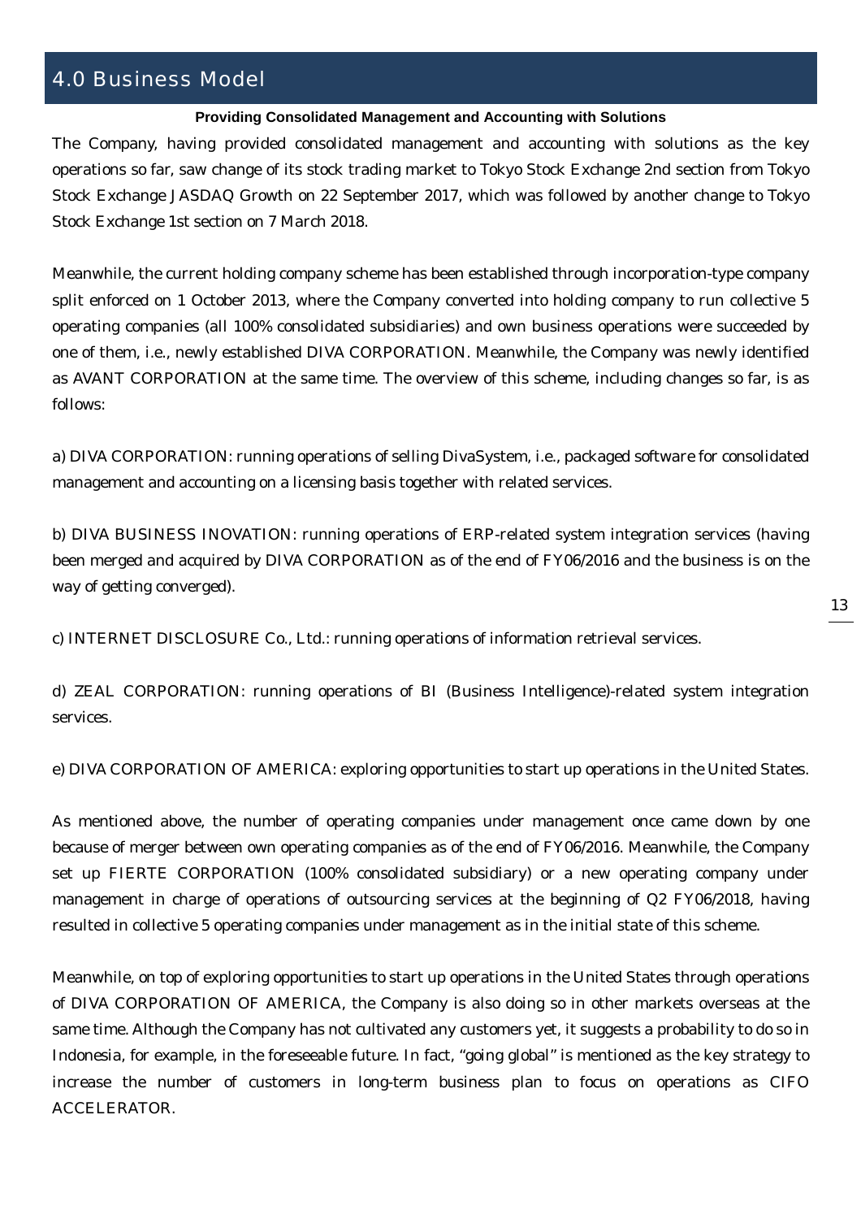# 4.0 Business Model

**Providing Consolidated Management and Accounting with Solutions**

The Company, having provided consolidated management and accounting with solutions as the key operations so far, saw change of its stock trading market to Tokyo Stock Exchange 2nd section from Tokyo Stock Exchange JASDAQ Growth on 22 September 2017, which was followed by another change to Tokyo Stock Exchange 1st section on 7 March 2018.

Meanwhile, the current holding company scheme has been established through incorporation-type company split enforced on 1 October 2013, where the Company converted into holding company to run collective 5 operating companies (all 100% consolidated subsidiaries) and own business operations were succeeded by one of them, i.e., newly established DIVA CORPORATION. Meanwhile, the Company was newly identified as AVANT CORPORATION at the same time. The overview of this scheme, including changes so far, is as follows:

a) DIVA CORPORATION: running operations of selling DivaSystem, i.e., packaged software for consolidated management and accounting on a licensing basis together with related services.

b) DIVA BUSINESS INOVATION: running operations of ERP-related system integration services (having been merged and acquired by DIVA CORPORATION as of the end of FY06/2016 and the business is on the way of getting converged).

c) INTERNET DISCLOSURE Co., Ltd.: running operations of information retrieval services.

d) ZEAL CORPORATION: running operations of BI (Business Intelligence)-related system integration services.

e) DIVA CORPORATION OF AMERICA: exploring opportunities to start up operations in the United States.

As mentioned above, the number of operating companies under management once came down by one because of merger between own operating companies as of the end of FY06/2016. Meanwhile, the Company set up FIERTE CORPORATION (100% consolidated subsidiary) or a new operating company under management in charge of operations of outsourcing services at the beginning of Q2 FY06/2018, having resulted in collective 5 operating companies under management as in the initial state of this scheme.

Meanwhile, on top of exploring opportunities to start up operations in the United States through operations of DIVA CORPORATION OF AMERICA, the Company is also doing so in other markets overseas at the same time. Although the Company has not cultivated any customers yet, it suggests a probability to do so in Indonesia, for example, in the foreseeable future. In fact, "going global" is mentioned as the key strategy to increase the number of customers in long-term business plan to focus on operations as CIFO ACCELERATOR.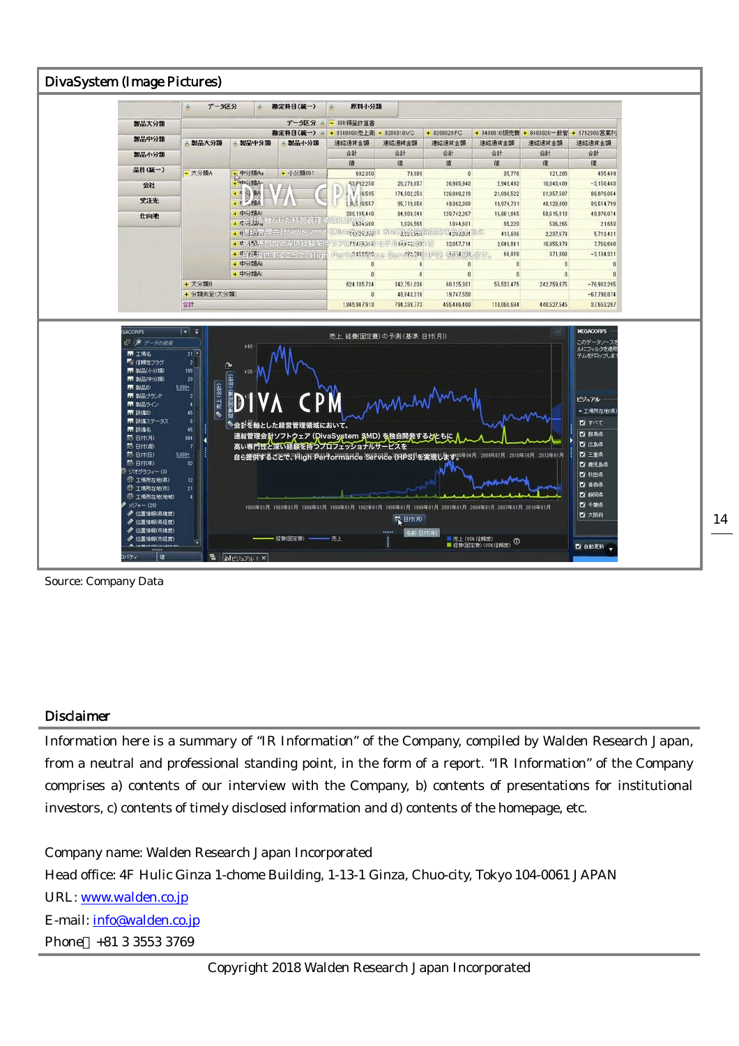## DivaSystem (Image Pictures)

Source: Company Data

## Disclaimer

Information here is a summary of "IR Information" of the Company, compiled by Walden Research Japan, from a neutral and professional standing point, in the form of a report. "IR Information" of the Company comprises a) contents of our interview with the Company, b) contents of presentations for institutional investors, c) contents of timely disclosed information and d) contents of the homepage, etc.

Company name: Walden Research Japan Incorporated
Head office: 4F Hulic Ginza 1-chome Building, 1-13-1 Ginza, Chuo-city, Tokyo 104-0061 JAPAN
URL: www.walden.co.jp
E-mail: info@walden.co.jp
Phone：+81 3 3553 3769

Copyright 2018 Walden Research Japan Incorporated